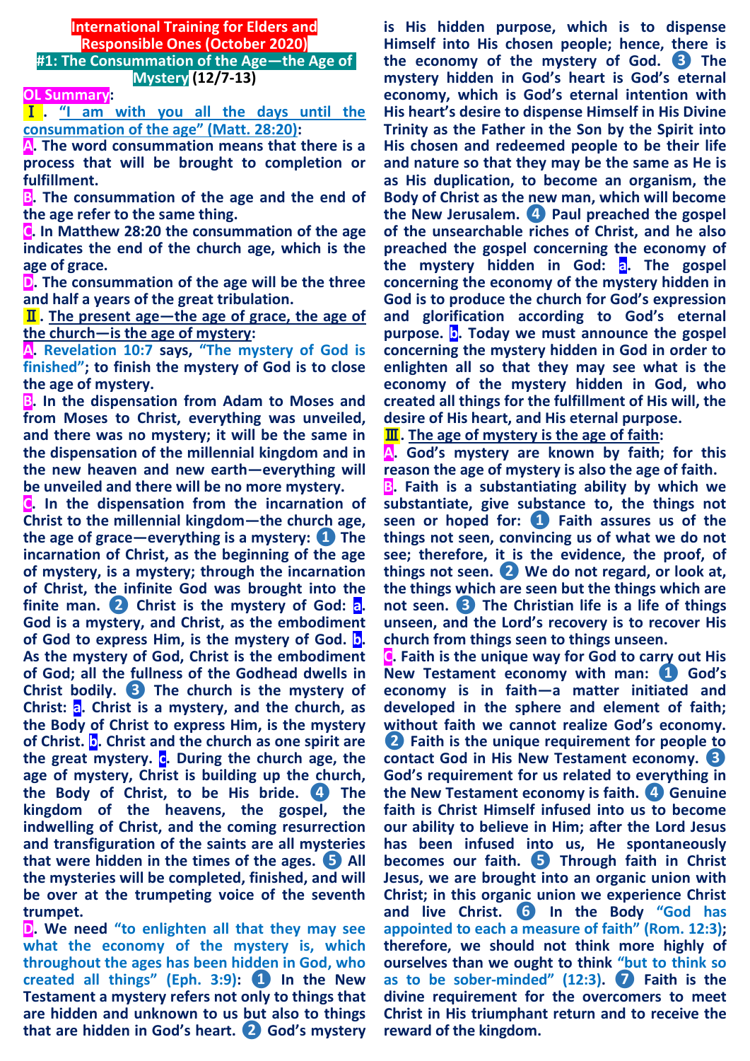# International Training for Elders and Responsible Ones (October 2020)

## #1: The Consummation of the Age—the Age of Mystery (12/7-13)

**OL Summary:**

**Ⅰ. "I am with you all the days until the consummation of the age" (Matt. 28:20):**

**A. The word consummation means that there is a process that will be brought to completion or fulfillment.**

**B. The consummation of the age and the end of the age refer to the same thing.**

**C. In Matthew 28:20 the consummation of the age indicates the end of the church age, which is the age of grace.**

**D. The consummation of the age will be the three and half a years of the great tribulation.**

**Ⅱ. The present age—the age of grace, the age of the church—is the age of mystery:**

**A. Revelation 10:7 says, "The mystery of God is finished"; to finish the mystery of God is to close the age of mystery.**

**B. In the dispensation from Adam to Moses and from Moses to Christ, everything was unveiled, and there was no mystery; it will be the same in the dispensation of the millennial kingdom and in the new heaven and new earth—everything will be unveiled and there will be no more mystery.**

**C. In the dispensation from the incarnation of Christ to the millennial kingdom—the church age, the age of grace—everything is a mystery: ❶ The incarnation of Christ, as the beginning of the age of mystery, is a mystery; through the incarnation of Christ, the infinite God was brought into the finite man. ❷ Christ is the mystery of God: a. God is a mystery, and Christ, as the embodiment of God to express Him, is the mystery of God. b. As the mystery of God, Christ is the embodiment of God; all the fullness of the Godhead dwells in Christ bodily. ❸ The church is the mystery of Christ: a. Christ is a mystery, and the church, as the Body of Christ to express Him, is the mystery of Christ. b. Christ and the church as one spirit are the great mystery. c. During the church age, the age of mystery, Christ is building up the church, the Body of Christ, to be His bride. ❹ The kingdom of the heavens, the gospel, the indwelling of Christ, and the coming resurrection and transfiguration of the saints are all mysteries that were hidden in the times of the ages. ❺ All the mysteries will be completed, finished, and will be over at the trumpeting voice of the seventh trumpet.**

**D. We need "to enlighten all that they may see what the economy of the mystery is, which throughout the ages has been hidden in God, who created all things" (Eph. 3:9): ❶ In the New Testament a mystery refers not only to things that are hidden and unknown to us but also to things that are hidden in God's heart. ❷ God's mystery is His hidden purpose, which is to dispense Himself into His chosen people; hence, there is the economy of the mystery of God. ❸ The mystery hidden in God's heart is God's eternal economy, which is God's eternal intention with His heart's desire to dispense Himself in His Divine Trinity as the Father in the Son by the Spirit into His chosen and redeemed people to be their life and nature so that they may be the same as He is as His duplication, to become an organism, the Body of Christ as the new man, which will become the New Jerusalem. ❹ Paul preached the gospel of the unsearchable riches of Christ, and he also preached the gospel concerning the economy of the mystery hidden in God: a. The gospel concerning the economy of the mystery hidden in God is to produce the church for God's expression and glorification according to God's eternal purpose. b. Today we must announce the gospel concerning the mystery hidden in God in order to enlighten all so that they may see what is the economy of the mystery hidden in God, who created all things for the fulfillment of His will, the desire of His heart, and His eternal purpose.**

**Ⅲ. The age of mystery is the age of faith:**

**A. God's mystery are known by faith; for this reason the age of mystery is also the age of faith.**

**B. Faith is a substantiating ability by which we substantiate, give substance to, the things not seen or hoped for: ❶ Faith assures us of the things not seen, convincing us of what we do not see; therefore, it is the evidence, the proof, of things not seen. ❷ We do not regard, or look at, the things which are seen but the things which are not seen. ❸ The Christian life is a life of things unseen, and the Lord's recovery is to recover His church from things seen to things unseen.**

**C. Faith is the unique way for God to carry out His New Testament economy with man: ❶ God's economy is in faith—a matter initiated and developed in the sphere and element of faith; without faith we cannot realize God's economy. ❷ Faith is the unique requirement for people to contact God in His New Testament economy. ❸ God's requirement for us related to everything in the New Testament economy is faith. ❹ Genuine faith is Christ Himself infused into us to become our ability to believe in Him; after the Lord Jesus has been infused into us, He spontaneously becomes our faith. ❺ Through faith in Christ Jesus, we are brought into an organic union with Christ; in this organic union we experience Christ and live Christ. ❻ In the Body "God has appointed to each a measure of faith" (Rom. 12:3); therefore, we should not think more highly of ourselves than we ought to think "but to think so as to be sober-minded" (12:3). ❼ Faith is the divine requirement for the overcomers to meet Christ in His triumphant return and to receive the reward of the kingdom.**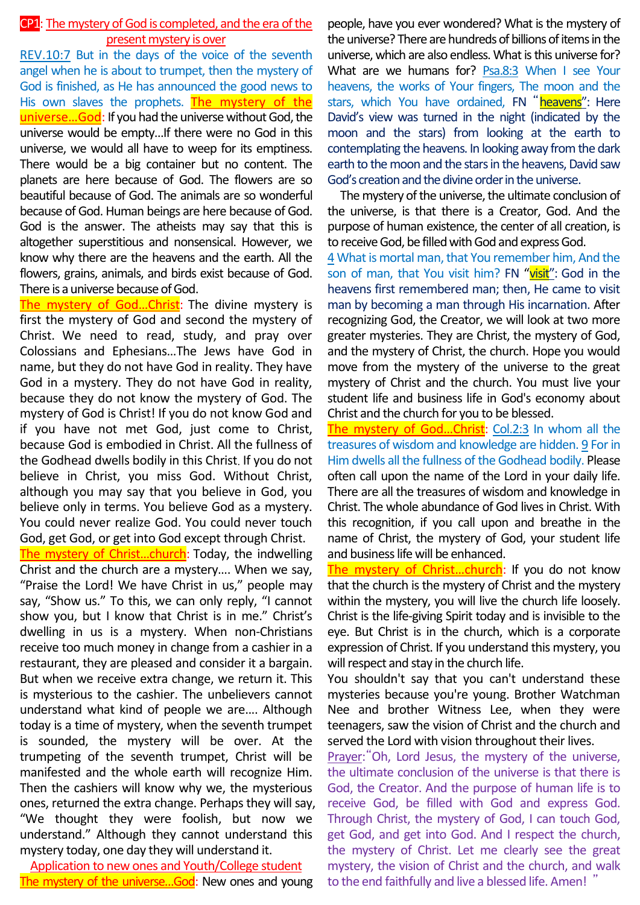## CP1: The mystery of God is completed, and the era of the present mystery is over

REV.10:7 But in the days of the voice of the seventh angel when he is about to trumpet, then the mystery of God is finished, as He has announced the good news to His own slaves the prophets. **The mystery of the universe…God**: If you had the universe without God, the universe would be empty…If there were no God in this universe, we would all have to weep for its emptiness. There would be a big container but no content. The planets are here because of God. The flowers are so beautiful because of God. The animals are so wonderful because of God. Human beings are here because of God. God is the answer. The atheists may say that this is altogether superstitious and nonsensical. However, we know why there are the heavens and the earth. All the flowers, grains, animals, and birds exist because of God. There is a universe because of God.

**The mystery of God…Christ**: The divine mystery is first the mystery of God and second the mystery of Christ. We need to read, study, and pray over Colossians and Ephesians…The Jews have God in name, but they do not have God in reality. They have God in a mystery. They do not have God in reality, because they do not know the mystery of God. The mystery of God is Christ! If you do not know God and if you have not met God, just come to Christ, because God is embodied in Christ. All the fullness of the Godhead dwells bodily in this Christ. If you do not believe in Christ, you miss God. Without Christ, although you may say that you believe in God, you believe only in terms. You believe God as a mystery. You could never realize God. You could never touch God, get God, or get into God except through Christ.

**The mystery of Christ…church**: Today, the indwelling Christ and the church are a mystery…. When we say, "Praise the Lord! We have Christ in us," people may say, "Show us." To this, we can only reply, "I cannot show you, but I know that Christ is in me." Christ's dwelling in us is a mystery. When non-Christians receive too much money in change from a cashier in a restaurant, they are pleased and consider it a bargain. But when we receive extra change, we return it. This is mysterious to the cashier. The unbelievers cannot understand what kind of people we are…. Although today is a time of mystery, when the seventh trumpet is sounded, the mystery will be over. At the trumpeting of the seventh trumpet, Christ will be manifested and the whole earth will recognize Him. Then the cashiers will know why we, the mysterious ones, returned the extra change. Perhaps they will say, "We thought they were foolish, but now we understand." Although they cannot understand this mystery today, one day they will understand it.

### Application to new ones and Youth/College student

**The mystery of the universe…God**: New ones and young people, have you ever wondered? What is the mystery of the universe? There are hundreds of billions of items in the universe, which are also endless. What is this universe for? What are we humans for? Psa.8:3 When I see Your heavens, the works of Your fingers, The moon and the stars, which You have ordained, FN "heavens": Here David's view was turned in the night (indicated by the moon and the stars) from looking at the earth to contemplating the heavens. In looking away from the dark earth to the moon and the stars in the heavens, David saw God's creation and the divine order in the universe.

The mystery of the universe, the ultimate conclusion of the universe, is that there is a Creator, God. And the purpose of human existence, the center of all creation, is to receive God, be filled with God and express God.

4 What is mortal man, that You remember him, And the son of man, that You visit him? FN "visit": God in the heavens first remembered man; then, He came to visit man by becoming a man through His incarnation. After recognizing God, the Creator, we will look at two more greater mysteries. They are Christ, the mystery of God, and the mystery of Christ, the church. Hope you would move from the mystery of the universe to the great mystery of Christ and the church. You must live your student life and business life in God's economy about Christ and the church for you to be blessed.

**The mystery of God…Christ**: Col.2:3 In whom all the treasures of wisdom and knowledge are hidden. 9 For in Him dwells all the fullness of the Godhead bodily. Please often call upon the name of the Lord in your daily life. There are all the treasures of wisdom and knowledge in Christ. The whole abundance of God lives in Christ. With this recognition, if you call upon and breathe in the name of Christ, the mystery of God, your student life and business life will be enhanced.

**The mystery of Christ…church**: If you do not know that the church is the mystery of Christ and the mystery within the mystery, you will live the church life loosely. Christ is the life-giving Spirit today and is invisible to the eye. But Christ is in the church, which is a corporate expression of Christ. If you understand this mystery, you will respect and stay in the church life.

You shouldn't say that you can't understand these mysteries because you're young. Brother Watchman Nee and brother Witness Lee, when they were teenagers, saw the vision of Christ and the church and served the Lord with vision throughout their lives.

Prayer: "Oh, Lord Jesus, the mystery of the universe, the ultimate conclusion of the universe is that there is God, the Creator. And the purpose of human life is to receive God, be filled with God and express God. Through Christ, the mystery of God, I can touch God, get God, and get into God. And I respect the church, the mystery of Christ. Let me clearly see the great mystery, the vision of Christ and the church, and walk to the end faithfully and live a blessed life. Amen!"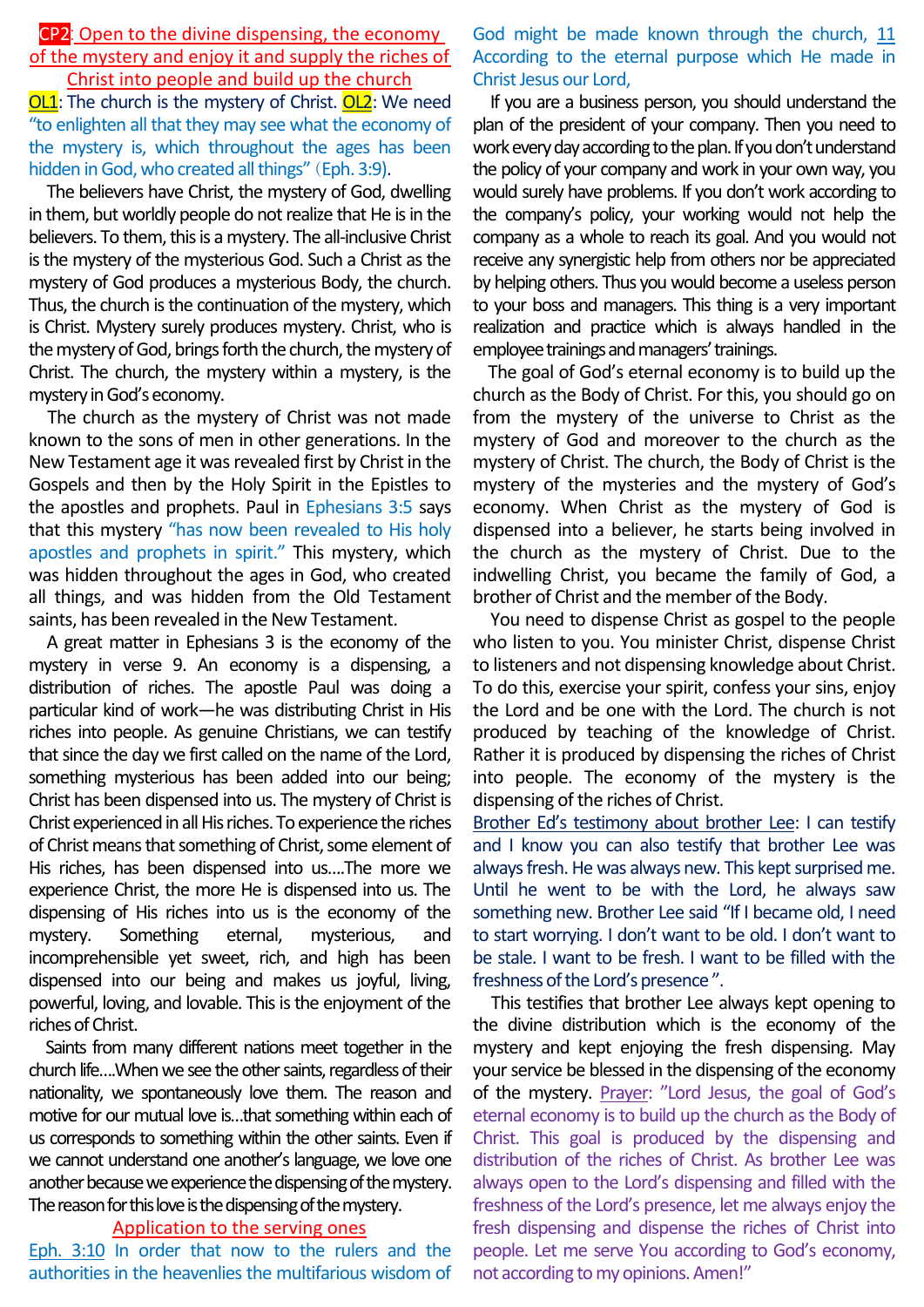## CP2: Open to the divine dispensing, the economy of the mystery and enjoy it and supply the riches of Christ into people and build up the church

**OL1**: The church is the mystery of Christ. **OL2**: We need "to enlighten all that they may see what the economy of the mystery is, which throughout the ages has been hidden in God, who created all things" (Eph. 3:9).

The believers have Christ, the mystery of God, dwelling in them, but worldly people do not realize that He is in the believers. To them, this is a mystery. The all-inclusive Christ is the mystery of the mysterious God. Such a Christ as the mystery of God produces a mysterious Body, the church. Thus, the church is the continuation of the mystery, which is Christ. Mystery surely produces mystery. Christ, who is the mystery of God, brings forth the church, the mystery of Christ. The church, the mystery within a mystery, is the mystery in God's economy.

The church as the mystery of Christ was not made known to the sons of men in other generations. In the New Testament age it was revealed first by Christ in the Gospels and then by the Holy Spirit in the Epistles to the apostles and prophets. Paul in Ephesians 3:5 says that this mystery "has now been revealed to His holy apostles and prophets in spirit." This mystery, which was hidden throughout the ages in God, who created all things, and was hidden from the Old Testament saints, has been revealed in the New Testament.

A great matter in Ephesians 3 is the economy of the mystery in verse 9. An economy is a dispensing, a distribution of riches. The apostle Paul was doing a particular kind of work—he was distributing Christ in His riches into people. As genuine Christians, we can testify that since the day we first called on the name of the Lord, something mysterious has been added into our being; Christ has been dispensed into us. The mystery of Christ is Christ experienced in all His riches. To experience the riches of Christ means that something of Christ, some element of His riches, has been dispensed into us....The more we experience Christ, the more He is dispensed into us. The dispensing of His riches into us is the economy of the mystery. Something eternal, mysterious, and incomprehensible yet sweet, rich, and high has been dispensed into our being and makes us joyful, living, powerful, loving, and lovable. This is the enjoyment of the riches of Christ.

Saints from many different nations meet together in the church life....When we see the other saints, regardless of their nationality, we spontaneously love them. The reason and motive for our mutual love is...that something within each of us corresponds to something within the other saints. Even if we cannot understand one another's language, we love one another because we experience the dispensing of the mystery. The reason for this love is the dispensing of the mystery.

### Application to the serving ones

Eph. 3:10 In order that now to the rulers and the authorities in the heavenlies the multifarious wisdom of God might be made known through the church, 11 According to the eternal purpose which He made in Christ Jesus our Lord,

If you are a business person, you should understand the plan of the president of your company. Then you need to work every day according to the plan. If you don't understand the policy of your company and work in your own way, you would surely have problems. If you don't work according to the company's policy, your working would not help the company as a whole to reach its goal. And you would not receive any synergistic help from others nor be appreciated by helping others. Thus you would become a useless person to your boss and managers. This thing is a very important realization and practice which is always handled in the employee trainings and managers' trainings.

The goal of God's eternal economy is to build up the church as the Body of Christ. For this, you should go on from the mystery of the universe to Christ as the mystery of God and moreover to the church as the mystery of Christ. The church, the Body of Christ is the mystery of the mysteries and the mystery of God's economy. When Christ as the mystery of God is dispensed into a believer, he starts being involved in the church as the mystery of Christ. Due to the indwelling Christ, you became the family of God, a brother of Christ and the member of the Body.

You need to dispense Christ as gospel to the people who listen to you. You minister Christ, dispense Christ to listeners and not dispensing knowledge about Christ. To do this, exercise your spirit, confess your sins, enjoy the Lord and be one with the Lord. The church is not produced by teaching of the knowledge of Christ. Rather it is produced by dispensing the riches of Christ into people. The economy of the mystery is the dispensing of the riches of Christ.

Brother Ed's testimony about brother Lee: I can testify and I know you can also testify that brother Lee was always fresh. He was always new. This kept surprised me. Until he went to be with the Lord, he always saw something new. Brother Lee said "If I became old, I need to start worrying. I don't want to be old. I don't want to be stale. I want to be fresh. I want to be filled with the freshness of the Lord's presence".

This testifies that brother Lee always kept opening to the divine distribution which is the economy of the mystery and kept enjoying the fresh dispensing. May your service be blessed in the dispensing of the economy of the mystery. Prayer: "Lord Jesus, the goal of God's eternal economy is to build up the church as the Body of Christ. This goal is produced by the dispensing and distribution of the riches of Christ. As brother Lee was always open to the Lord's dispensing and filled with the freshness of the Lord's presence, let me always enjoy the fresh dispensing and dispense the riches of Christ into people. Let me serve You according to God's economy, not according to my opinions. Amen!"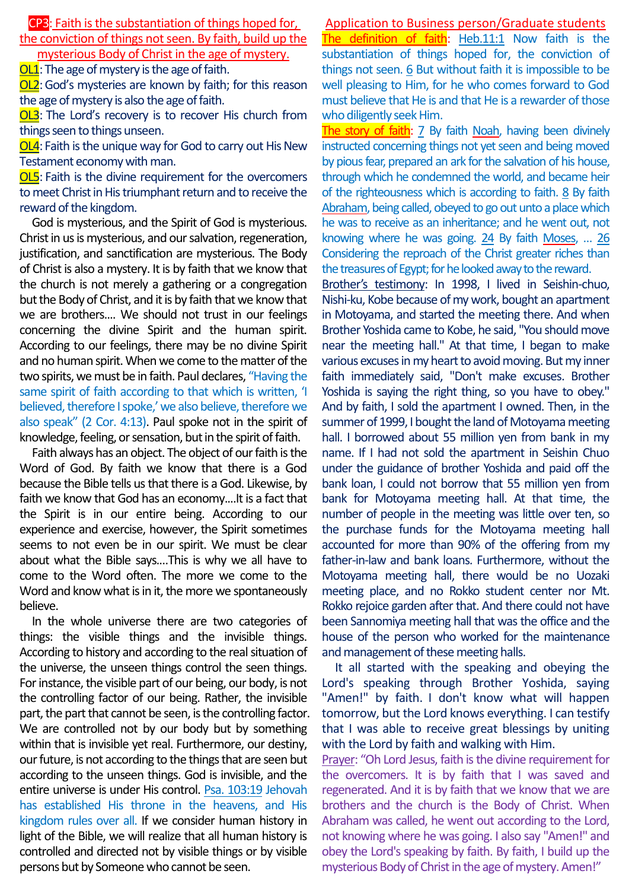**CP3: Faith is the substantiation of things hoped for, the conviction of things not seen. By faith, build up the mysterious Body of Christ in the age of mystery.**

**OL1**: The age of mystery is the age of faith.

**OL2**: God's mysteries are known by faith; for this reason the age of mystery is also the age of faith.

**OL3**: The Lord's recovery is to recover His church from things seen to things unseen.

**OL4**: Faith is the unique way for God to carry out His New Testament economy with man.

**OL5**: Faith is the divine requirement for the overcomers to meet Christ in His triumphant return and to receive the reward of the kingdom.

God is mysterious, and the Spirit of God is mysterious. Christ in us is mysterious, and our salvation, regeneration, justification, and sanctification are mysterious. The Body of Christ is also a mystery. It is by faith that we know that the church is not merely a gathering or a congregation but the Body of Christ, and it is by faith that we know that we are brothers.... We should not trust in our feelings concerning the divine Spirit and the human spirit. According to our feelings, there may be no divine Spirit and no human spirit. When we come to the matter of the two spirits, we must be in faith. Paul declares, "Having the same spirit of faith according to that which is written, 'I believed, therefore I spoke,' we also believe, therefore we also speak" (2 Cor. 4:13). Paul spoke not in the spirit of knowledge, feeling, or sensation, but in the spirit of faith.

Faith always has an object. The object of our faith is the Word of God. By faith we know that there is a God because the Bible tells us that there is a God. Likewise, by faith we know that God has an economy....It is a fact that the Spirit is in our entire being. According to our experience and exercise, however, the Spirit sometimes seems to not even be in our spirit. We must be clear about what the Bible says....This is why we all have to come to the Word often. The more we come to the Word and know what is in it, the more we spontaneously believe.

In the whole universe there are two categories of things: the visible things and the invisible things. According to history and according to the real situation of the universe, the unseen things control the seen things. For instance, the visible part of our being, our body, is not the controlling factor of our being. Rather, the invisible part, the part that cannot be seen, is the controlling factor. We are controlled not by our body but by something within that is invisible yet real. Furthermore, our destiny, our future, is not according to the things that are seen but according to the unseen things. God is invisible, and the entire universe is under His control. Psa. 103:19 Jehovah has established His throne in the heavens, and His kingdom rules over all. If we consider human history in light of the Bible, we will realize that all human history is controlled and directed not by visible things or by visible persons but by Someone who cannot be seen.

**Application to Business person/Graduate students**

**The definition of faith**: Heb.11:1 Now faith is the substantiation of things hoped for, the conviction of things not seen. 6 But without faith it is impossible to be well pleasing to Him, for he who comes forward to God must believe that He is and that He is a rewarder of those who diligently seek Him.

**The story of faith**: 7 By faith Noah, having been divinely instructed concerning things not yet seen and being moved by pious fear, prepared an ark for the salvation of his house, through which he condemned the world, and became heir of the righteousness which is according to faith. 8 By faith Abraham, being called, obeyed to go out unto a place which he was to receive as an inheritance; and he went out, not knowing where he was going. 24 By faith Moses, ... 26 Considering the reproach of the Christ greater riches than the treasures of Egypt; for he looked away to the reward.

**Brother's testimony**: In 1998, I lived in Seishin-chuo, Nishi-ku, Kobe because of my work, bought an apartment in Motoyama, and started the meeting there. And when Brother Yoshida came to Kobe, he said, "You should move near the meeting hall." At that time, I began to make various excuses in my heart to avoid moving. But my inner faith immediately said, "Don't make excuses. Brother Yoshida is saying the right thing, so you have to obey." And by faith, I sold the apartment I owned. Then, in the summer of 1999, I bought the land of Motoyama meeting hall. I borrowed about 55 million yen from bank in my name. If I had not sold the apartment in Seishin Chuo under the guidance of brother Yoshida and paid off the bank loan, I could not borrow that 55 million yen from bank for Motoyama meeting hall. At that time, the number of people in the meeting was little over ten, so the purchase funds for the Motoyama meeting hall accounted for more than 90% of the offering from my father-in-law and bank loans. Furthermore, without the Motoyama meeting hall, there would be no Uozaki meeting place, and no Rokko student center nor Mt. Rokko rejoice garden after that. And there could not have been Sannomiya meeting hall that was the office and the house of the person who worked for the maintenance and management of these meeting halls.

It all started with the speaking and obeying the Lord's speaking through Brother Yoshida, saying "Amen!" by faith. I don't know what will happen tomorrow, but the Lord knows everything. I can testify that I was able to receive great blessings by uniting with the Lord by faith and walking with Him.

**Prayer**: "Oh Lord Jesus, faith is the divine requirement for the overcomers. It is by faith that I was saved and regenerated. And it is by faith that we know that we are brothers and the church is the Body of Christ. When Abraham was called, he went out according to the Lord, not knowing where he was going. I also say "Amen!" and obey the Lord's speaking by faith. By faith, I build up the mysterious Body of Christ in the age of mystery. Amen!"